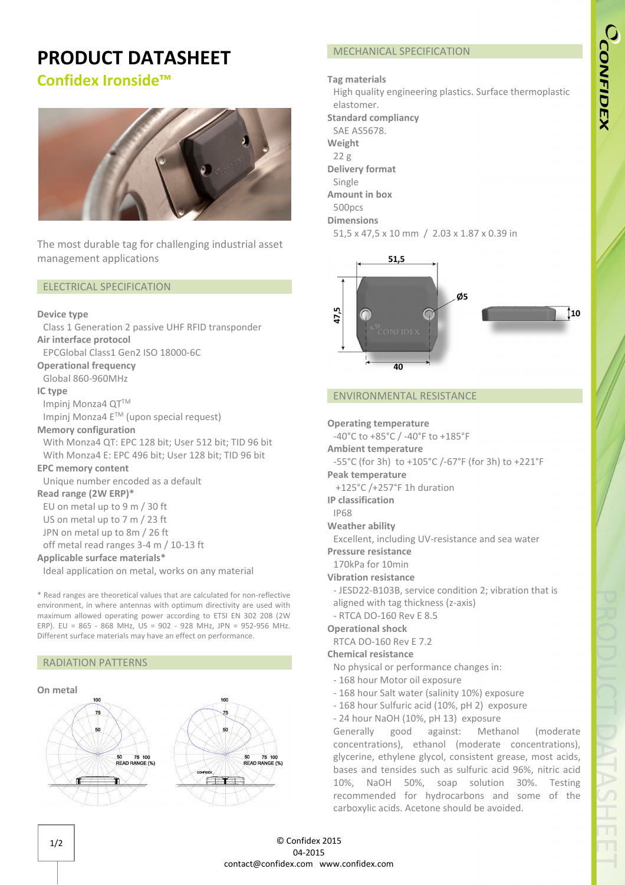# PRODUCT DATASHEET

## Confidex Ironside™

The most durable tag for challenging industrial asset management applications

### ELECTRICAL SPECIFICATION

**Device type**
Class 1 Generation 2 passive UHF RFID transponder

**Air interface protocol**
EPCGlobal Class1 Gen2 ISO 18000-6C

**Operational frequency**
Global 860-960MHz

**IC type**
Impinj Monza4 QT™
Impinj Monza4 E™ (upon special request)

**Memory configuration**
With Monza4 QT: EPC 128 bit; User 512 bit; TID 96 bit
With Monza4 E: EPC 496 bit; User 128 bit; TID 96 bit

**EPC memory content**
Unique number encoded as a default

**Read range (2W ERP)***
EU on metal up to 9 m / 30 ft
US on metal up to 7 m / 23 ft
JPN on metal up to 8m / 26 ft
off metal read ranges 3-4 m / 10-13 ft

**Applicable surface materials***
Ideal application on metal, works on any material

* Read ranges are theoretical values that are calculated for non-reflective environment, in where antennas with optimum directivity are used with maximum allowed operating power according to ETSI EN 302 208 (2W ERP). EU = 865 - 868 MHz, US = 902 - 928 MHz, JPN = 952-956 MHz. Different surface materials may have an effect on performance.

### RADIATION PATTERNS

**On metal**

### MECHANICAL SPECIFICATION

**Tag materials**
High quality engineering plastics. Surface thermoplastic elastomer.

**Standard compliancy**
SAE AS5678.

**Weight**
22 g

**Delivery format**
Single

**Amount in box**
500pcs

**Dimensions**
51,5 x 47,5 x 10 mm / 2.03 x 1.87 x 0.39 in

### ENVIRONMENTAL RESISTANCE

**Operating temperature**
-40°C to +85°C / -40°F to +185°F

**Ambient temperature**
-55°C (for 3h) to +105°C /-67°F (for 3h) to +221°F

**Peak temperature**
+125°C /+257°F 1h duration

**IP classification**
IP68

**Weather ability**
Excellent, including UV-resistance and sea water

**Pressure resistance**
170kPa for 10min

**Vibration resistance**
- JESD22-B103B, service condition 2; vibration that is aligned with tag thickness (z-axis)
- RTCA DO-160 Rev E 8.5

**Operational shock**
RTCA DO-160 Rev E 7.2

**Chemical resistance**
No physical or performance changes in:
- 168 hour Motor oil exposure
- 168 hour Salt water (salinity 10%) exposure
- 168 hour Sulfuric acid (10%, pH 2) exposure
- 24 hour NaOH (10%, pH 13) exposure

Generally good against: Methanol (moderate concentrations), ethanol (moderate concentrations), glycerine, ethylene glycol, consistent grease, most acids, bases and tensides such as sulfuric acid 96%, nitric acid 10%, NaOH 50%, soap solution 30%. Testing recommended for hydrocarbons and some of the carboxylic acids. Acetone should be avoided.

© Confidex 2015
04-2015
contact@confidex.com www.confidex.com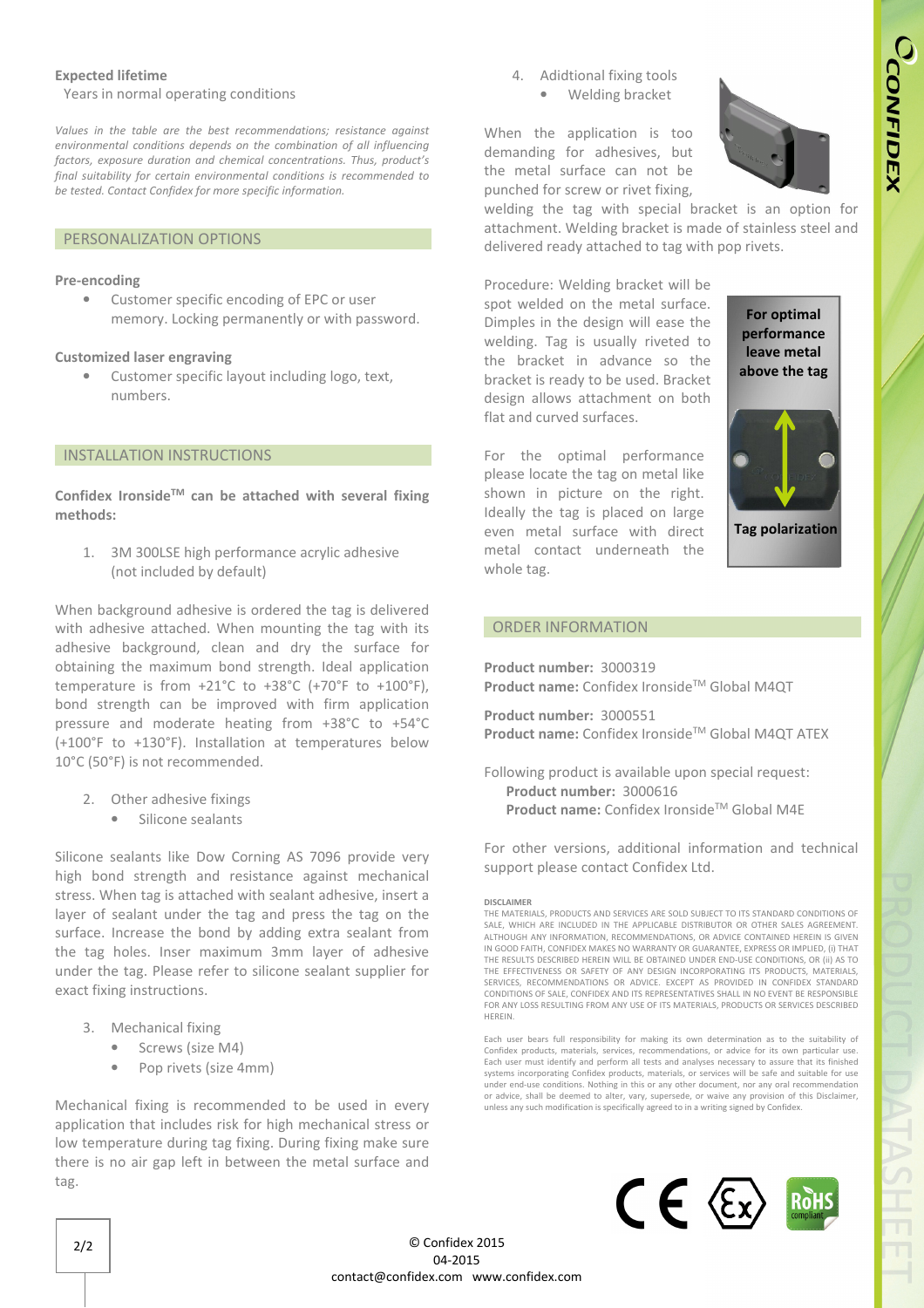**Expected lifetime**

Years in normal operating conditions

*Values in the table are the best recommendations; resistance against environmental conditions depends on the combination of all influencing factors, exposure duration and chemical concentrations. Thus, product's final suitability for certain environmental conditions is recommended to be tested. Contact Confidex for more specific information.*

## PERSONALIZATION OPTIONS

**Pre-encoding**

- Customer specific encoding of EPC or user memory. Locking permanently or with password.

**Customized laser engraving**

- Customer specific layout including logo, text, numbers.

## INSTALLATION INSTRUCTIONS

**Confidex Ironside™ can be attached with several fixing methods:**

1. 3M 300LSE high performance acrylic adhesive (not included by default)

When background adhesive is ordered the tag is delivered with adhesive attached. When mounting the tag with its adhesive background, clean and dry the surface for obtaining the maximum bond strength. Ideal application temperature is from +21°C to +38°C (+70°F to +100°F), bond strength can be improved with firm application pressure and moderate heating from +38°C to +54°C (+100°F to +130°F). Installation at temperatures below 10°C (50°F) is not recommended.

2. Other adhesive fixings
   - Silicone sealants

Silicone sealants like Dow Corning AS 7096 provide very high bond strength and resistance against mechanical stress. When tag is attached with sealant adhesive, insert a layer of sealant under the tag and press the tag on the surface. Increase the bond by adding extra sealant from the tag holes. Inser maximum 3mm layer of adhesive under the tag. Please refer to silicone sealant supplier for exact fixing instructions.

3. Mechanical fixing
   - Screws (size M4)
   - Pop rivets (size 4mm)

Mechanical fixing is recommended to be used in every application that includes risk for high mechanical stress or low temperature during tag fixing. During fixing make sure there is no air gap left in between the metal surface and tag.

4. Adidtional fixing tools
   - Welding bracket

When the application is too demanding for adhesives, but the metal surface can not be punched for screw or rivet fixing, welding the tag with special bracket is an option for attachment. Welding bracket is made of stainless steel and delivered ready attached to tag with pop rivets.

Procedure: Welding bracket will be spot welded on the metal surface. Dimples in the design will ease the welding. Tag is usually riveted to the bracket in advance so the bracket is ready to be used. Bracket design allows attachment on both flat and curved surfaces.

For the optimal performance please locate the tag on metal like shown in picture on the right. Ideally the tag is placed on large even metal surface with direct metal contact underneath the whole tag.

**For optimal performance leave metal above the tag**

**Tag polarization**

## ORDER INFORMATION

**Product number:** 3000319
**Product name:** Confidex Ironside™ Global M4QT

**Product number:** 3000551
**Product name:** Confidex Ironside™ Global M4QT ATEX

Following product is available upon special request:
**Product number:** 3000616
**Product name:** Confidex Ironside™ Global M4E

For other versions, additional information and technical support please contact Confidex Ltd.

**DISCLAIMER**

THE MATERIALS, PRODUCTS AND SERVICES ARE SOLD SUBJECT TO ITS STANDARD CONDITIONS OF SALE, WHICH ARE INCLUDED IN THE APPLICABLE DISTRIBUTOR OR OTHER SALES AGREEMENT. ALTHOUGH ANY INFORMATION, RECOMMENDATIONS, OR ADVICE CONTAINED HEREIN IS GIVEN IN GOOD FAITH, CONFIDEX MAKES NO WARRANTY OR GUARANTEE, EXPRESS OR IMPLIED, (i) THAT THE RESULTS DESCRIBED HEREIN WILL BE OBTAINED UNDER END-USE CONDITIONS, OR (ii) AS TO THE EFFECTIVENESS OR SAFETY OF ANY DESIGN INCORPORATING ITS PRODUCTS, MATERIALS, SERVICES, RECOMMENDATIONS OR ADVICE. EXCEPT AS PROVIDED IN CONFIDEX STANDARD CONDITIONS OF SALE, CONFIDEX AND ITS REPRESENTATIVES SHALL IN NO EVENT BE RESPONSIBLE FOR ANY LOSS RESULTING FROM ANY USE OF ITS MATERIALS, PRODUCTS OR SERVICES DESCRIBED HEREIN.

Each user bears full responsibility for making its own determination as to the suitability of Confidex products, materials, services, recommendations, or advice for its own particular use. Each user must identify and perform all tests and analyses necessary to assure that its finished systems incorporating Confidex products, materials, or services will be safe and suitable for use under end-use conditions. Nothing in this or any other document, nor any oral recommendation or advice, shall be deemed to alter, vary, supersede, or waive any provision of this Disclaimer, unless any such modification is specifically agreed to in a writing signed by Confidex.

© Confidex 2015
04-2015
contact@confidex.com www.confidex.com